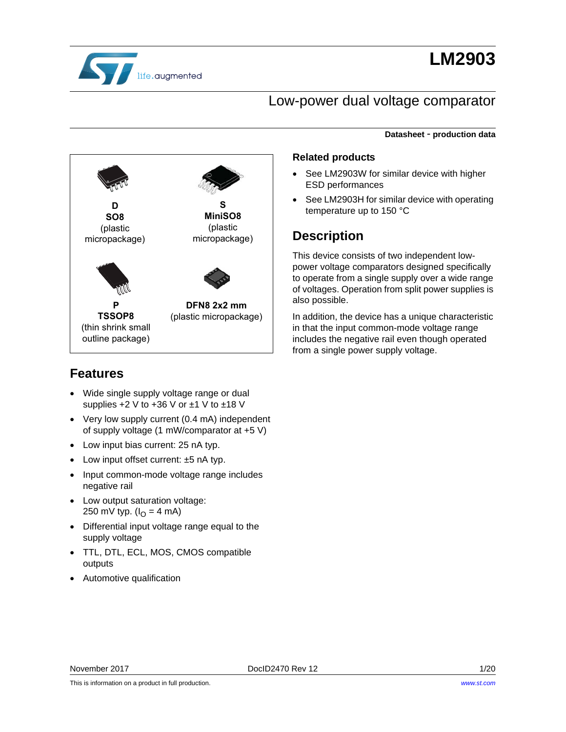# LM2903

## Low-power dual voltage comparator

**Datasheet - production data**

**D**
**SO8**
(plastic micropackage)

**S**
**MiniSO8**
(plastic micropackage)

**P**
**TSSOP8**
(thin shrink small outline package)

**DFN8 2x2 mm**
(plastic micropackage)

## Features

- Wide single supply voltage range or dual supplies +2 V to +36 V or ±1 V to ±18 V
- Very low supply current (0.4 mA) independent of supply voltage (1 mW/comparator at +5 V)
- Low input bias current: 25 nA typ.
- Low input offset current: ±5 nA typ.
- Input common-mode voltage range includes negative rail
- Low output saturation voltage: 250 mV typ. ($I_O$ = 4 mA)
- Differential input voltage range equal to the supply voltage
- TTL, DTL, ECL, MOS, CMOS compatible outputs
- Automotive qualification

### Related products

- See LM2903W for similar device with higher ESD performances
- See LM2903H for similar device with operating temperature up to 150 °C

## Description

This device consists of two independent low-power voltage comparators designed specifically to operate from a single supply over a wide range of voltages. Operation from split power supplies is also possible.

In addition, the device has a unique characteristic in that the input common-mode voltage range includes the negative rail even though operated from a single power supply voltage.

November 2017 DocID2470 Rev 12

This is information on a product in full production.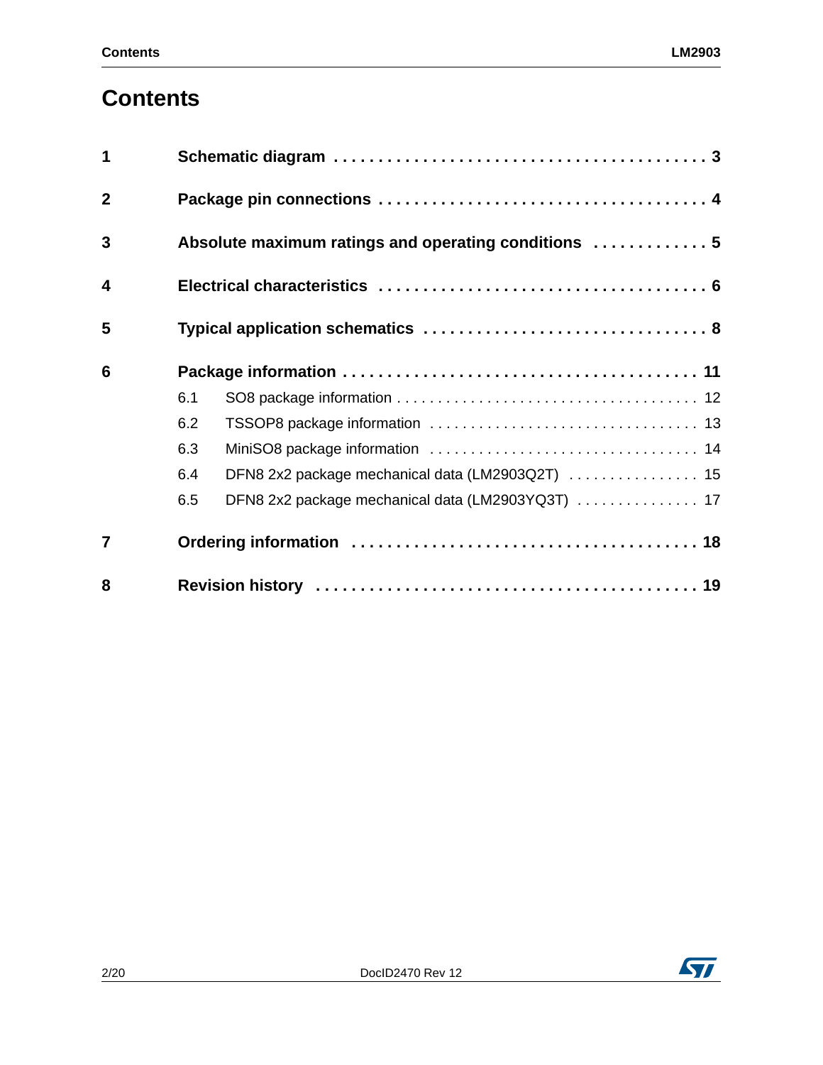# Contents

**1 Schematic diagram . . . . . . . . . . . . . . . . . . . . . . . . . . . . . . . . . . . . . . . . . 3**

**2 Package pin connections . . . . . . . . . . . . . . . . . . . . . . . . . . . . . . . . . . . . 4**

**3 Absolute maximum ratings and operating conditions . . . . . . . . . . . . . 5**

**4 Electrical characteristics . . . . . . . . . . . . . . . . . . . . . . . . . . . . . . . . . . . . 6**

**5 Typical application schematics . . . . . . . . . . . . . . . . . . . . . . . . . . . . . . . 8**

**6 Package information . . . . . . . . . . . . . . . . . . . . . . . . . . . . . . . . . . . . . . 11**

6.1 SO8 package information . . . . . . . . . . . . . . . . . . . . . . . . . . . . . . . . . . . . 12

6.2 TSSOP8 package information . . . . . . . . . . . . . . . . . . . . . . . . . . . . . . . . 13

6.3 MiniSO8 package information . . . . . . . . . . . . . . . . . . . . . . . . . . . . . . . . 14

6.4 DFN8 2x2 package mechanical data (LM2903Q2T) . . . . . . . . . . . . . . . . 15

6.5 DFN8 2x2 package mechanical data (LM2903YQ3T) . . . . . . . . . . . . . . . 17

**7 Ordering information . . . . . . . . . . . . . . . . . . . . . . . . . . . . . . . . . . . . . 18**

**8 Revision history . . . . . . . . . . . . . . . . . . . . . . . . . . . . . . . . . . . . . . . . . 19**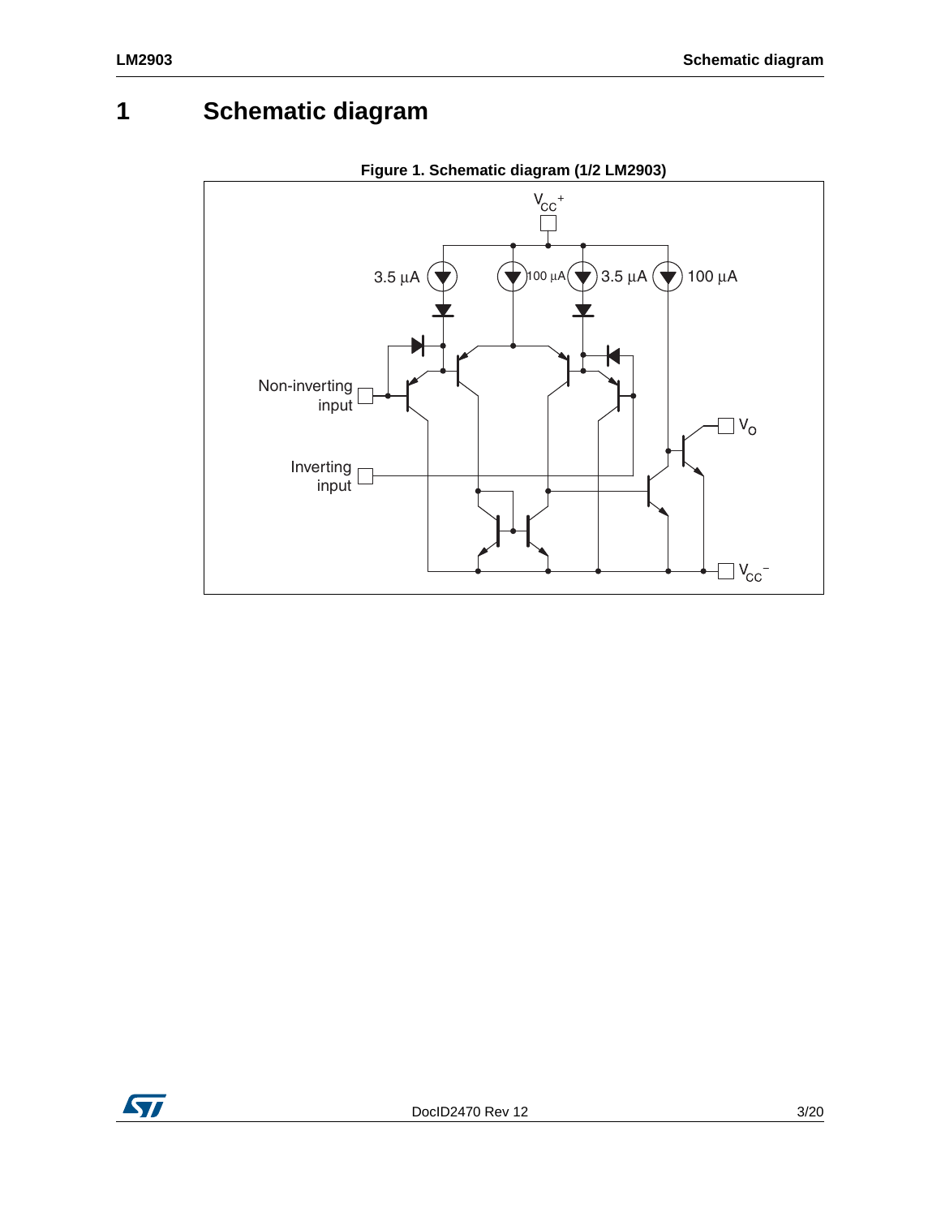# 1 Schematic diagram

**Figure 1. Schematic diagram (1/2 LM2903)**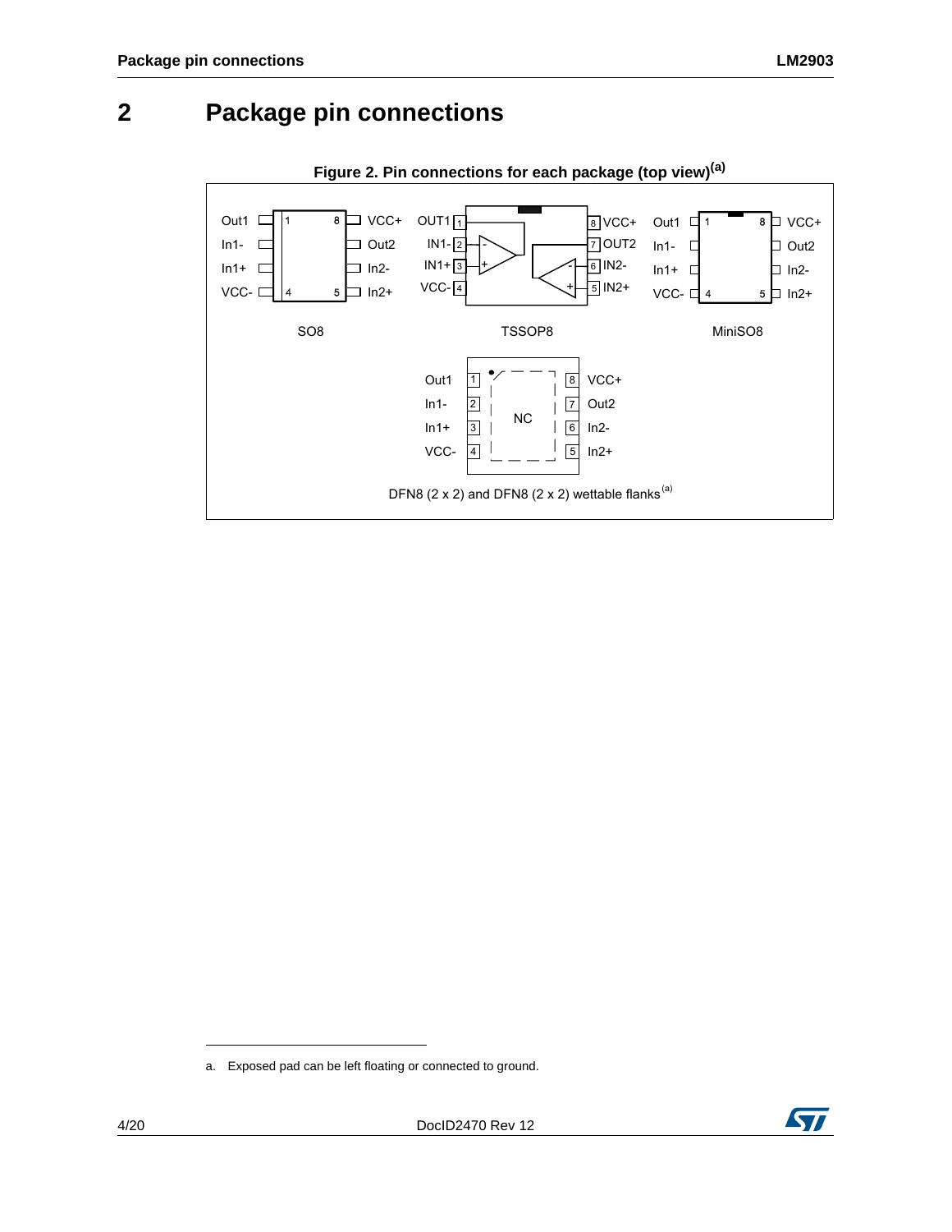# 2 Package pin connections

**Figure 2. Pin connections for each package (top view)[a]**

| Pin | SO8 | TSSOP8 | MiniSO8 | DFN8 (2 x 2) and DFN8 (2 x 2) wettable flanks[(a)] |
| --- | --- | --- | --- | --- |
| 1 | Out1 | OUT1 | Out1 | Out1 |
| 2 | In1- | IN1- | In1- | In1- |
| 3 | In1+ | IN1+ | In1+ | In1+ |
| 4 | VCC- | VCC- | VCC- | VCC- |
| 5 | In2+ | IN2+ | In2+ | In2+ |
| 6 | In2- | IN2- | In2- | In2- |
| 7 | Out2 | OUT2 | Out2 | Out2 |
| 8 | VCC+ | VCC+ | VCC+ | VCC+ |
| Exposed pad | | | | NC |

---

a. Exposed pad can be left floating or connected to ground.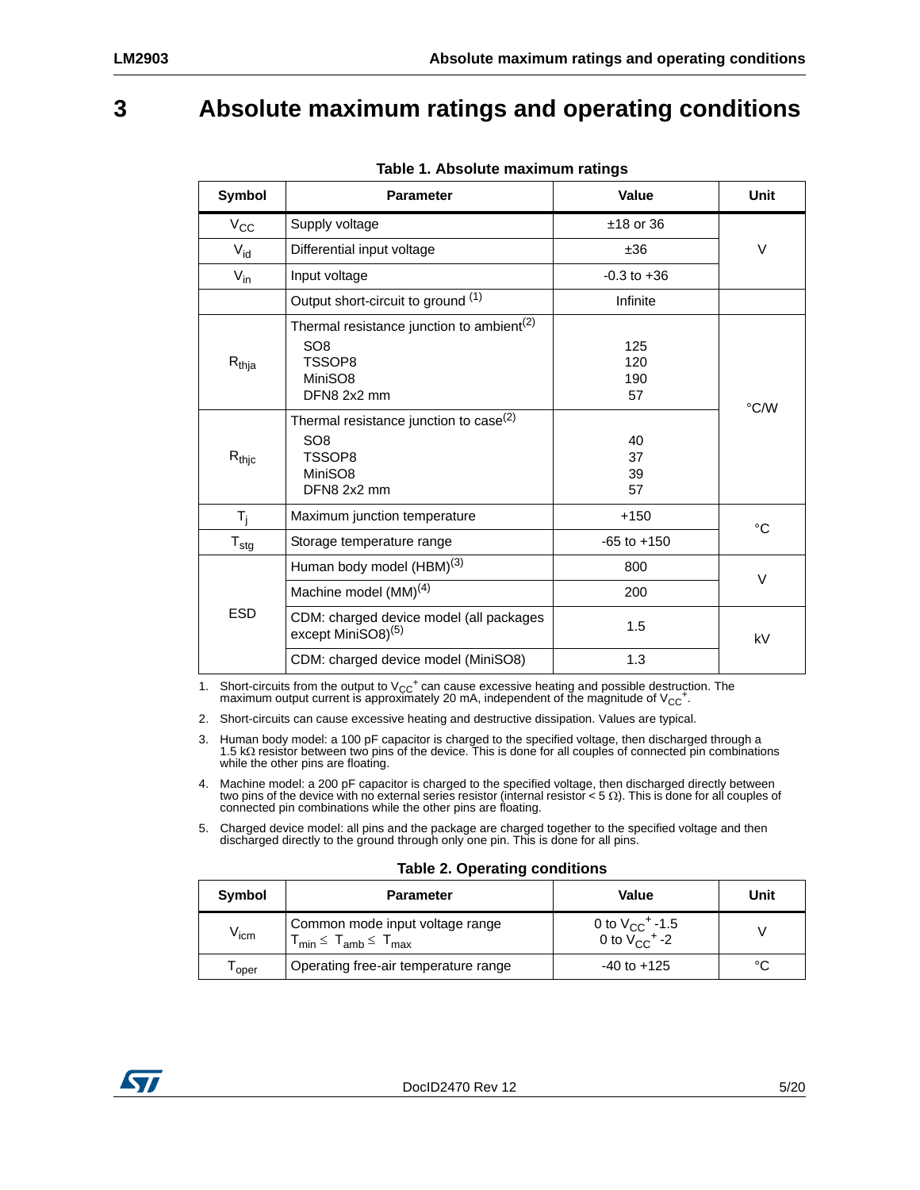# 3 Absolute maximum ratings and operating conditions

**Table 1. Absolute maximum ratings**

| Symbol | Parameter | Value | Unit |
|---|---|---|---|
| $V_{CC}$ | Supply voltage | ±18 or 36 | V |
| $V_{id}$ | Differential input voltage | ±36 | V |
| $V_{in}$ | Input voltage | -0.3 to +36 | V |
| | Output short-circuit to ground [1] | Infinite | |
| $R_{thja}$ | Thermal resistance junction to ambient[2]<br>SO8<br>TSSOP8<br>MiniSO8<br>DFN8 2x2 mm | <br>125<br>120<br>190<br>57 | °C/W |
| $R_{thjc}$ | Thermal resistance junction to case[2]<br>SO8<br>TSSOP8<br>MiniSO8<br>DFN8 2x2 mm | <br>40<br>37<br>39<br>57 | °C/W |
| $T_j$ | Maximum junction temperature | +150 | °C |
| $T_{stg}$ | Storage temperature range | -65 to +150 | °C |
| ESD | Human body model (HBM)[3] | 800 | V |
| | Machine model (MM)[4] | 200 | V |
| | CDM: charged device model (all packages except MiniSO8)[5] | 1.5 | kV |
| | CDM: charged device model (MiniSO8) | 1.3 | kV |

1. Short-circuits from the output to $V_{CC}^+$ can cause excessive heating and possible destruction. The maximum output current is approximately 20 mA, independent of the magnitude of $V_{CC}^+$.
2. Short-circuits can cause excessive heating and destructive dissipation. Values are typical.
3. Human body model: a 100 pF capacitor is charged to the specified voltage, then discharged through a 1.5 kΩ resistor between two pins of the device. This is done for all couples of connected pin combinations while the other pins are floating.
4. Machine model: a 200 pF capacitor is charged to the specified voltage, then discharged directly between two pins of the device with no external series resistor (internal resistor < 5 Ω). This is done for all couples of connected pin combinations while the other pins are floating.
5. Charged device model: all pins and the package are charged together to the specified voltage and then discharged directly to the ground through only one pin. This is done for all pins.

**Table 2. Operating conditions**

| Symbol | Parameter | Value | Unit |
|---|---|---|---|
| $V_{icm}$ | Common mode input voltage range<br>$T_{min} \leq T_{amb} \leq T_{max}$ | 0 to $V_{CC}^+$ -1.5<br>0 to $V_{CC}^+$ -2 | V |
| $T_{oper}$ | Operating free-air temperature range | -40 to +125 | °C |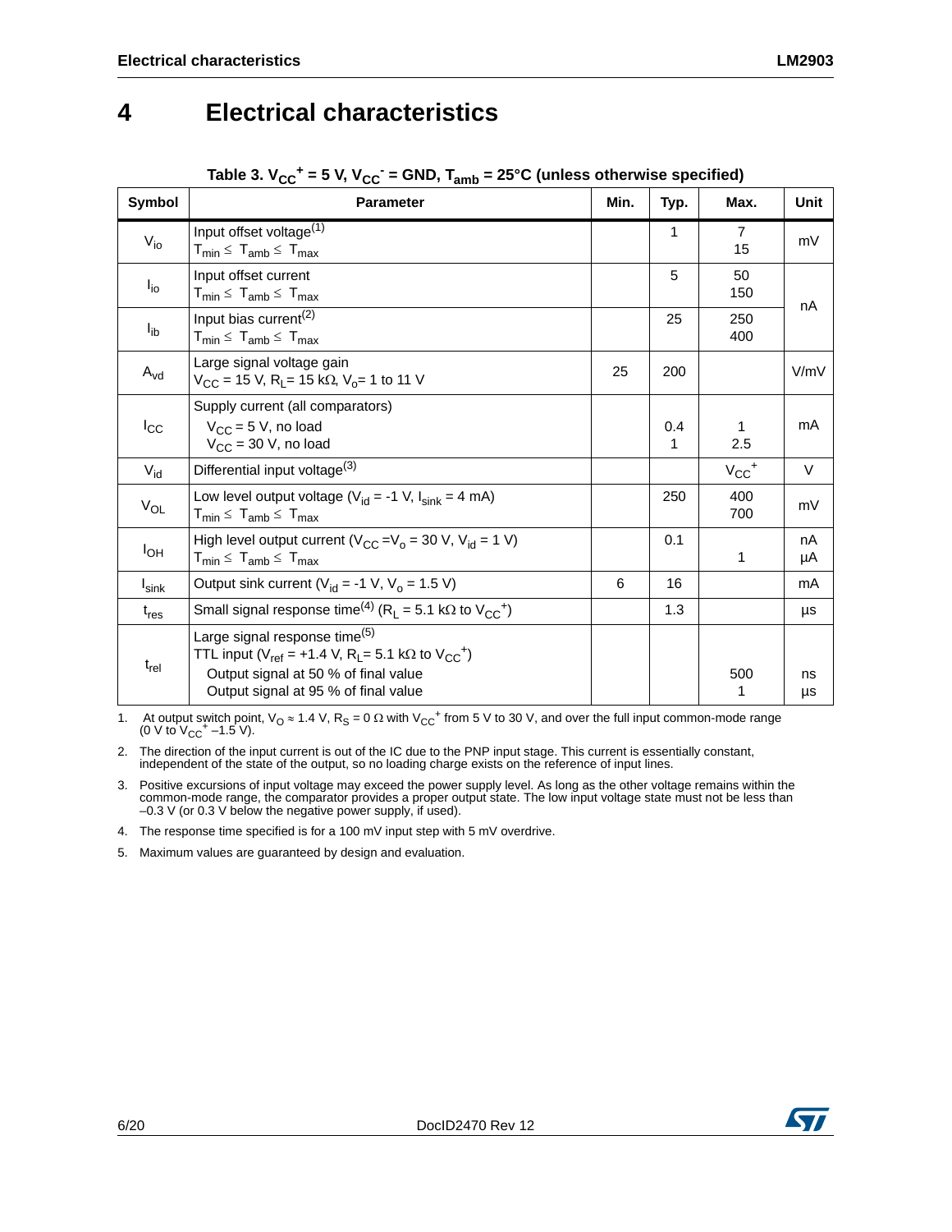# 4 Electrical characteristics

**Table 3. $V_{CC}^+$ = 5 V, $V_{CC}^-$ = GND, $T_{amb}$ = 25°C (unless otherwise specified)**

| Symbol | Parameter | Min. | Typ. | Max. | Unit |
|---|---|---|---|---|---|
| $V_{io}$ | Input offset voltage[1]<br>$T_{min} \leq T_{amb} \leq T_{max}$ | | 1 | 7<br>15 | mV |
| $I_{io}$ | Input offset current<br>$T_{min} \leq T_{amb} \leq T_{max}$ | | 5 | 50<br>150 | nA |
| $I_{ib}$ | Input bias current[2]<br>$T_{min} \leq T_{amb} \leq T_{max}$ | | 25 | 250<br>400 | nA |
| $A_{vd}$ | Large signal voltage gain<br>$V_{CC}$ = 15 V, $R_L$= 15 kΩ, $V_o$= 1 to 11 V | 25 | 200 | | V/mV |
| $I_{CC}$ | Supply current (all comparators)<br>$V_{CC}$ = 5 V, no load<br>$V_{CC}$ = 30 V, no load | | <br>0.4<br>1 | <br>1<br>2.5 | mA |
| $V_{id}$ | Differential input voltage[3] | | | $V_{CC}^+$ | V |
| $V_{OL}$ | Low level output voltage ($V_{id}$ = -1 V, $I_{sink}$ = 4 mA)<br>$T_{min} \leq T_{amb} \leq T_{max}$ | | 250 | 400<br>700 | mV |
| $I_{OH}$ | High level output current ($V_{CC}$ =$V_o$ = 30 V, $V_{id}$ = 1 V)<br>$T_{min} \leq T_{amb} \leq T_{max}$ | | 0.1 | <br>1 | nA<br>µA |
| $I_{sink}$ | Output sink current ($V_{id}$ = -1 V, $V_o$ = 1.5 V) | 6 | 16 | | mA |
| $t_{res}$ | Small signal response time[4] ($R_L$ = 5.1 kΩ to $V_{CC}^+$) | | 1.3 | | µs |
| $t_{rel}$ | Large signal response time[5]<br>TTL input ($V_{ref}$ = +1.4 V, $R_L$= 5.1 kΩ to $V_{CC}^+$)<br>Output signal at 50 % of final value<br>Output signal at 95 % of final value | | | <br><br>500<br>1 | <br><br>ns<br>µs |

1. At output switch point, $V_O \approx 1.4$ V, $R_S = 0\ \Omega$ with $V_{CC}^+$ from 5 V to 30 V, and over the full input common-mode range (0 V to $V_{CC}^+$ –1.5 V).
2. The direction of the input current is out of the IC due to the PNP input stage. This current is essentially constant, independent of the state of the output, so no loading charge exists on the reference of input lines.
3. Positive excursions of input voltage may exceed the power supply level. As long as the other voltage remains within the common-mode range, the comparator provides a proper output state. The low input voltage state must not be less than –0.3 V (or 0.3 V below the negative power supply, if used).
4. The response time specified is for a 100 mV input step with 5 mV overdrive.
5. Maximum values are guaranteed by design and evaluation.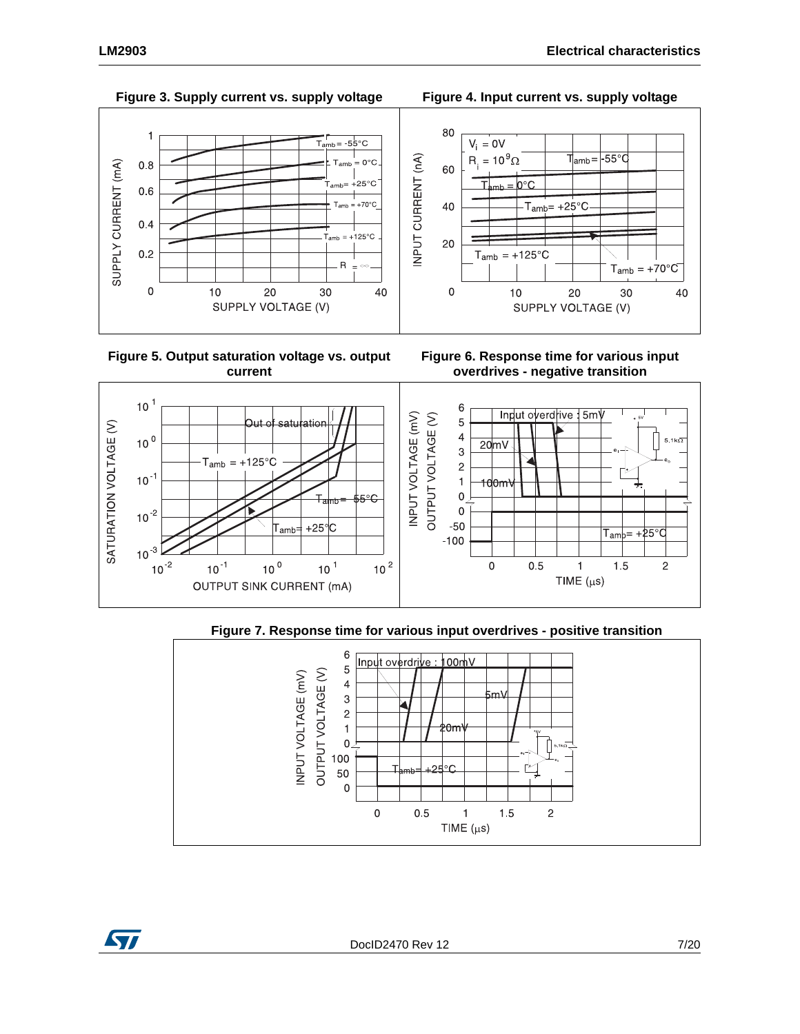**Figure 3. Supply current vs. supply voltage**

**Figure 4. Input current vs. supply voltage**

**Figure 5. Output saturation voltage vs. output current**

**Figure 6. Response time for various input overdrives - negative transition**

**Figure 7. Response time for various input overdrives - positive transition**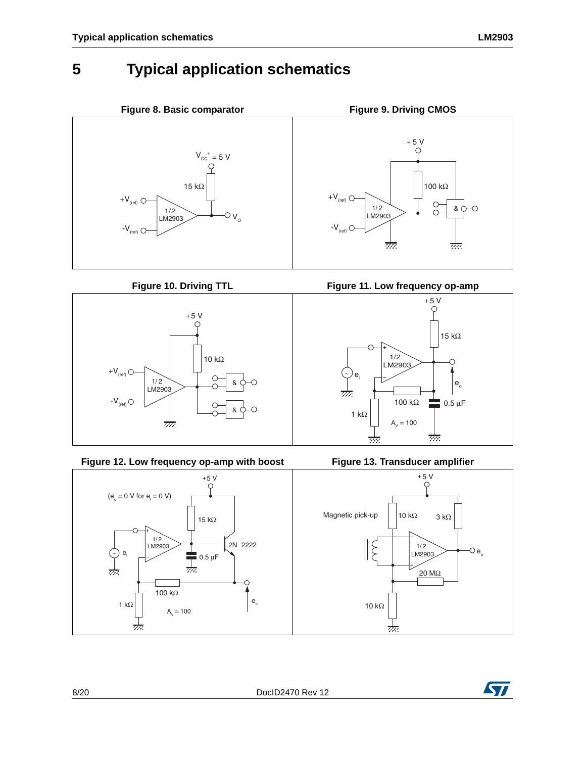# 5 Typical application schematics

**Figure 8. Basic comparator**

$V_{CC}^{+} = 5$ V

15 kΩ

$+V_{(ref)}$

$-V_{(ref)}$

1/2 LM2903

$V_O$

**Figure 9. Driving CMOS**

+5 V

100 kΩ

$+V_{(ref)}$

$-V_{(ref)}$

1/2 LM2903

&

**Figure 10. Driving TTL**

+5 V

10 kΩ

$+V_{(ref)}$

$-V_{(ref)}$

1/2 LM2903

&

&

**Figure 11. Low frequency op-amp**

+5 V

15 kΩ

1/2 LM2903

$e_i$

$e_o$

100 kΩ

0.5 µF

1 kΩ

$A_V = 100$

**Figure 12. Low frequency op-amp with boost**

($e_o = 0$ V for $e_i = 0$ V)

+5 V

15 kΩ

1/2 LM2903

2N 2222

$e_i$

0.5 µF

100 kΩ

$e_o$

1 kΩ

$A_V = 100$

**Figure 13. Transducer amplifier**

+5 V

Magnetic pick-up

10 kΩ

3 kΩ

1/2 LM2903

$e_o$

20 MΩ

10 kΩ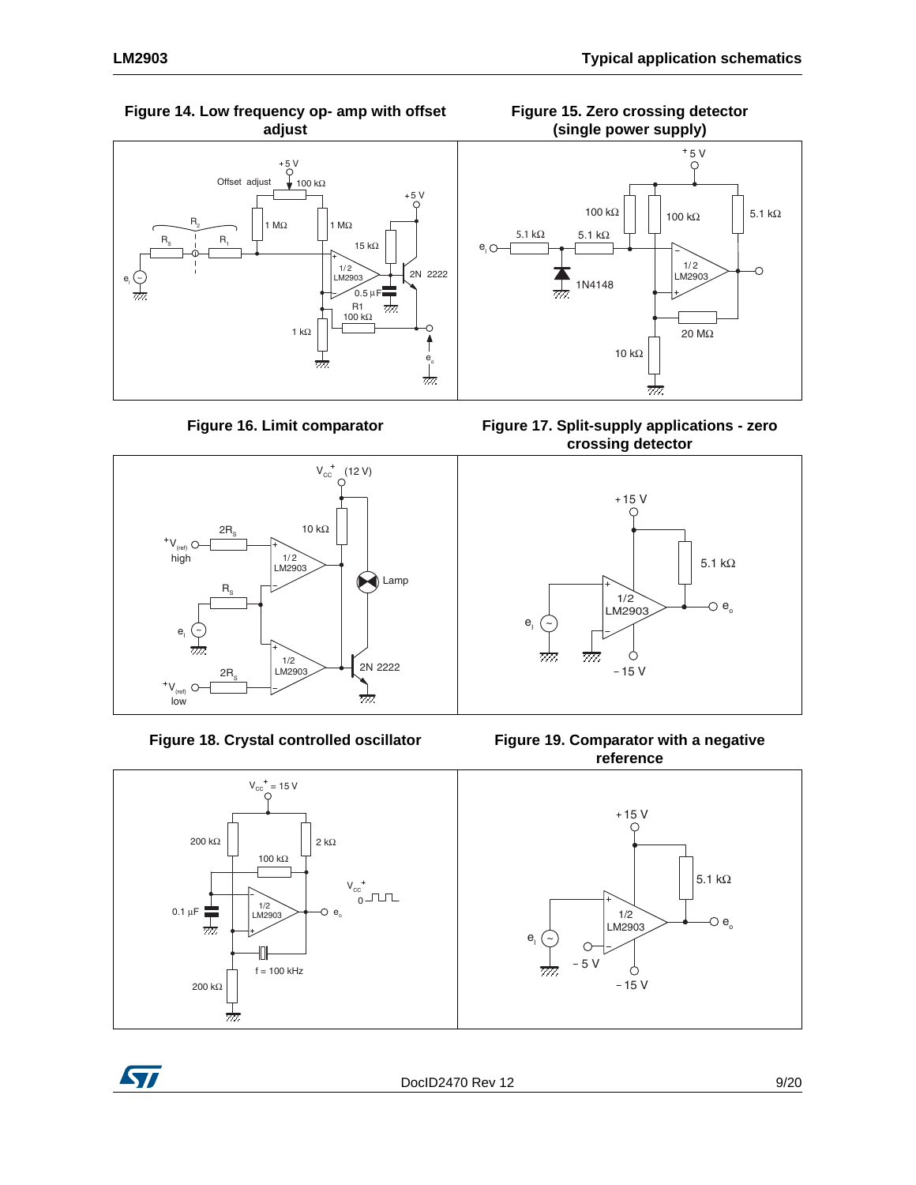**Figure 14. Low frequency op- amp with offset adjust**

**Figure 15. Zero crossing detector (single power supply)**

**Figure 16. Limit comparator**

**Figure 17. Split-supply applications - zero crossing detector**

**Figure 18. Crystal controlled oscillator**

**Figure 19. Comparator with a negative reference**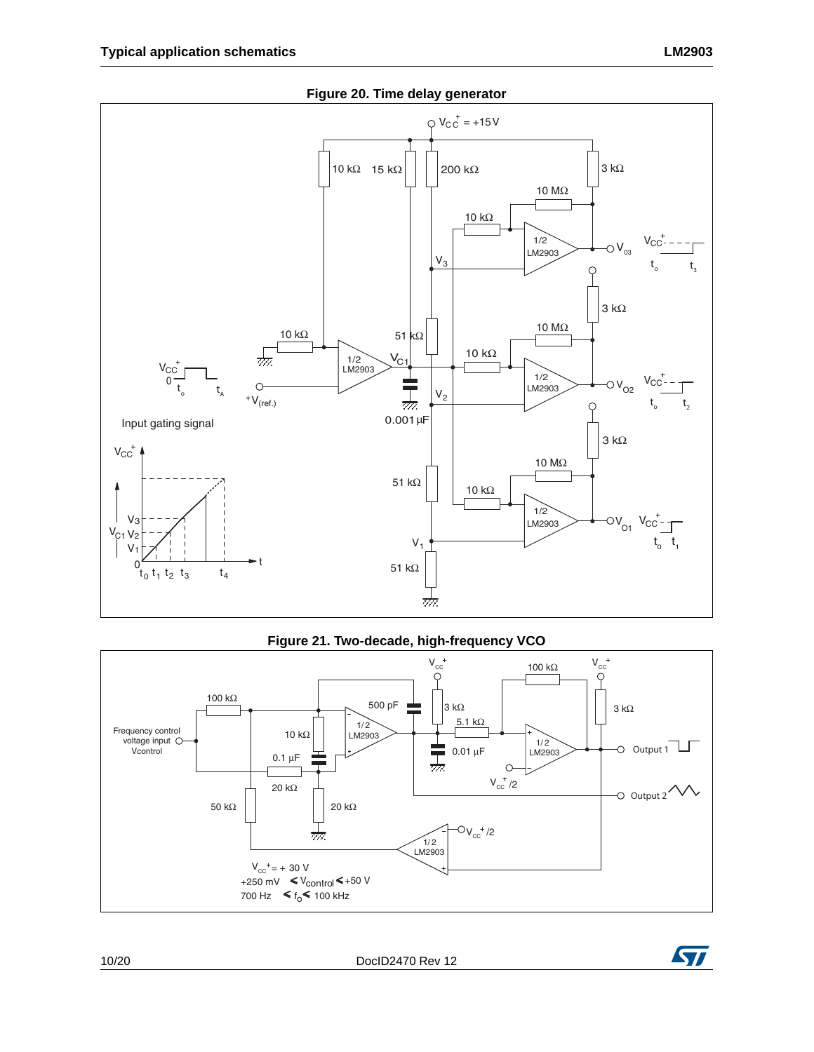**Figure 20. Time delay generator**

**Figure 21. Two-decade, high-frequency VCO**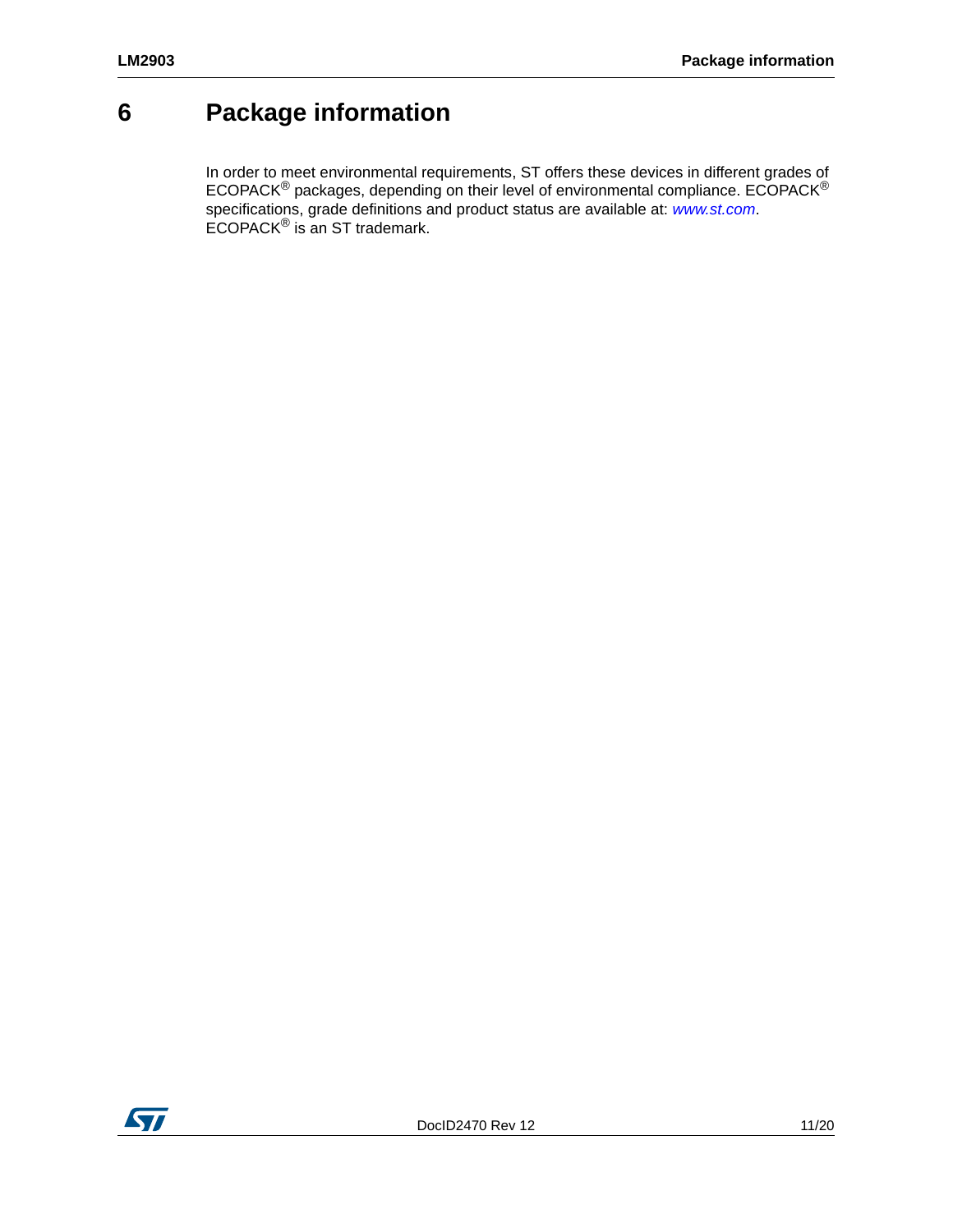# 6 Package information

In order to meet environmental requirements, ST offers these devices in different grades of ECOPACK® packages, depending on their level of environmental compliance. ECOPACK® specifications, grade definitions and product status are available at: *www.st.com*. ECOPACK® is an ST trademark.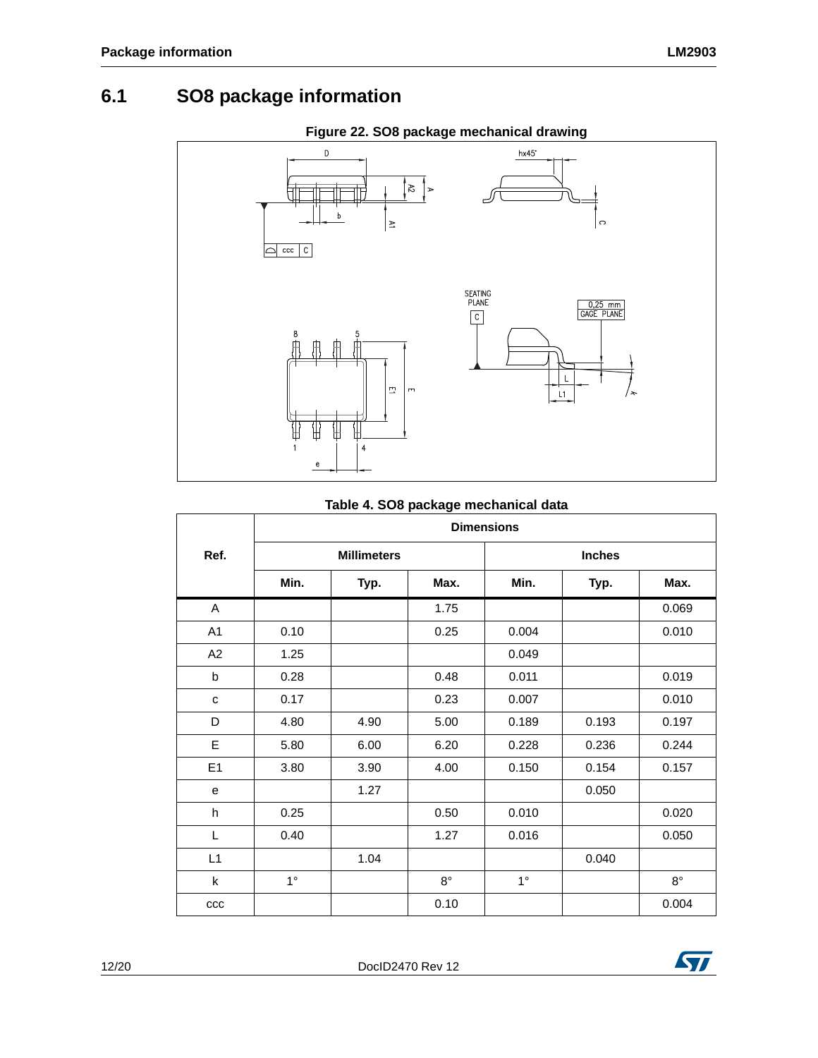## 6.1 SO8 package information

**Figure 22. SO8 package mechanical drawing**

**Table 4. SO8 package mechanical data**

| Ref. | Dimensions | | | | | |
|---|---|---|---|---|---|---|
| | Millimeters | | | Inches | | |
| | Min. | Typ. | Max. | Min. | Typ. | Max. |
| A | | | 1.75 | | | 0.069 |
| A1 | 0.10 | | 0.25 | 0.004 | | 0.010 |
| A2 | 1.25 | | | 0.049 | | |
| b | 0.28 | | 0.48 | 0.011 | | 0.019 |
| c | 0.17 | | 0.23 | 0.007 | | 0.010 |
| D | 4.80 | 4.90 | 5.00 | 0.189 | 0.193 | 0.197 |
| E | 5.80 | 6.00 | 6.20 | 0.228 | 0.236 | 0.244 |
| E1 | 3.80 | 3.90 | 4.00 | 0.150 | 0.154 | 0.157 |
| e | | 1.27 | | | 0.050 | |
| h | 0.25 | | 0.50 | 0.010 | | 0.020 |
| L | 0.40 | | 1.27 | 0.016 | | 0.050 |
| L1 | | 1.04 | | | 0.040 | |
| k | 1° | | 8° | 1° | | 8° |
| ccc | | | 0.10 | | | 0.004 |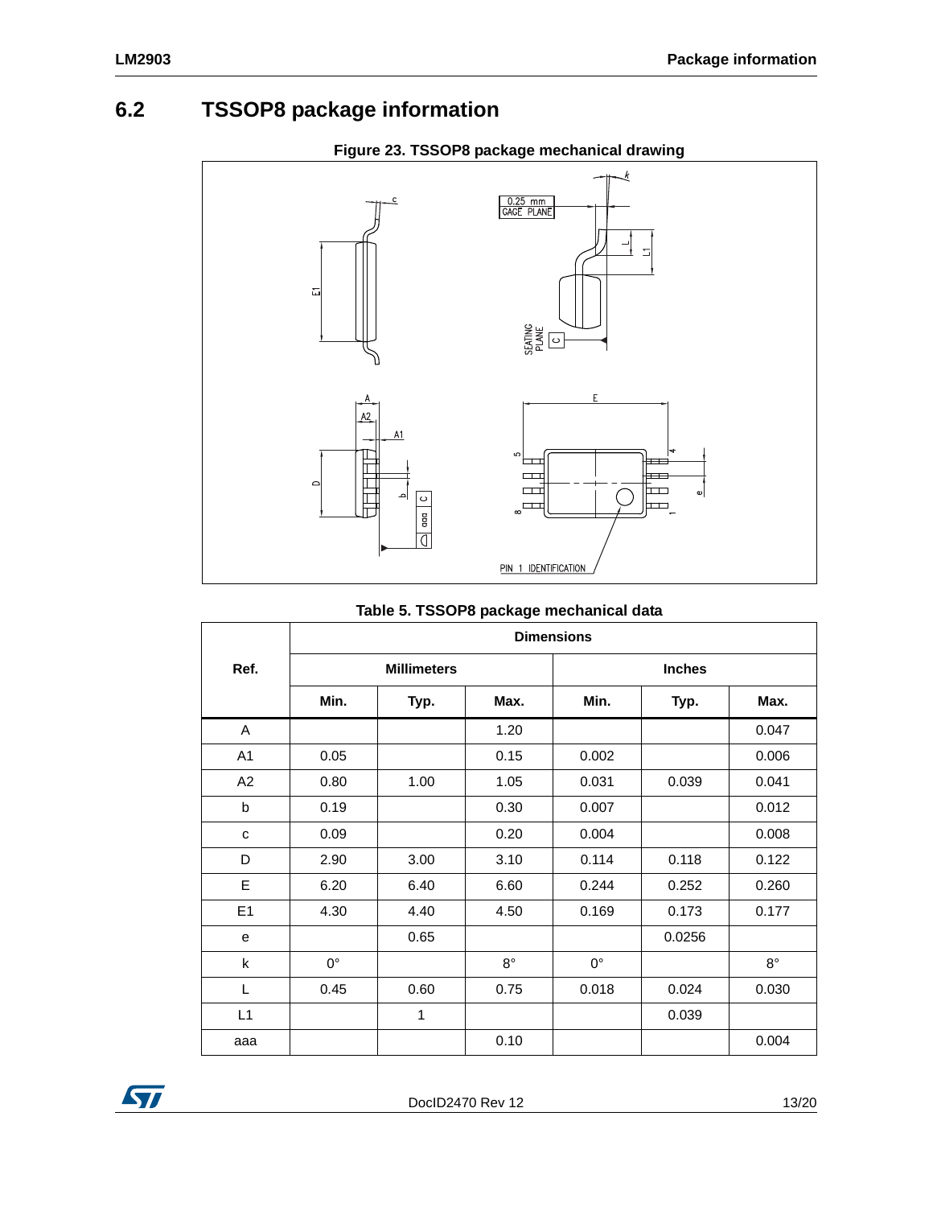## 6.2 TSSOP8 package information

**Figure 23. TSSOP8 package mechanical drawing**

**Table 5. TSSOP8 package mechanical data**

| Ref. | Dimensions | | | | | |
|---|---|---|---|---|---|---|
| | Millimeters | | | Inches | | |
| | Min. | Typ. | Max. | Min. | Typ. | Max. |
| A | | | 1.20 | | | 0.047 |
| A1 | 0.05 | | 0.15 | 0.002 | | 0.006 |
| A2 | 0.80 | 1.00 | 1.05 | 0.031 | 0.039 | 0.041 |
| b | 0.19 | | 0.30 | 0.007 | | 0.012 |
| c | 0.09 | | 0.20 | 0.004 | | 0.008 |
| D | 2.90 | 3.00 | 3.10 | 0.114 | 0.118 | 0.122 |
| E | 6.20 | 6.40 | 6.60 | 0.244 | 0.252 | 0.260 |
| E1 | 4.30 | 4.40 | 4.50 | 0.169 | 0.173 | 0.177 |
| e | | 0.65 | | | 0.0256 | |
| k | 0° | | 8° | 0° | | 8° |
| L | 0.45 | 0.60 | 0.75 | 0.018 | 0.024 | 0.030 |
| L1 | | 1 | | | 0.039 | |
| aaa | | | 0.10 | | | 0.004 |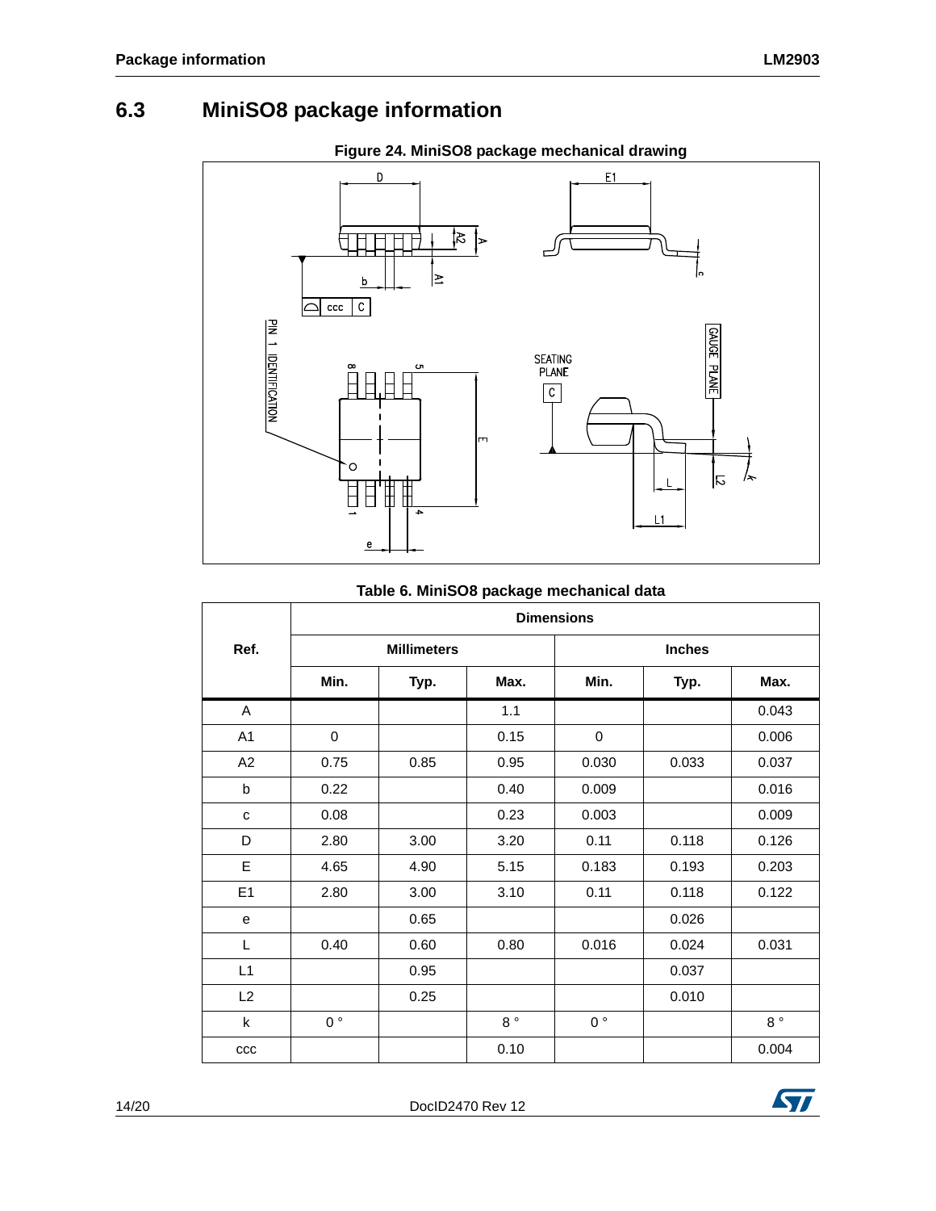## 6.3 MiniSO8 package information

**Figure 24. MiniSO8 package mechanical drawing**

**Table 6. MiniSO8 package mechanical data**

| Ref. | Dimensions | | | | | |
|---|---|---|---|---|---|---|
| | Millimeters | | | Inches | | |
| | Min. | Typ. | Max. | Min. | Typ. | Max. |
| A | | | 1.1 | | | 0.043 |
| A1 | 0 | | 0.15 | 0 | | 0.006 |
| A2 | 0.75 | 0.85 | 0.95 | 0.030 | 0.033 | 0.037 |
| b | 0.22 | | 0.40 | 0.009 | | 0.016 |
| c | 0.08 | | 0.23 | 0.003 | | 0.009 |
| D | 2.80 | 3.00 | 3.20 | 0.11 | 0.118 | 0.126 |
| E | 4.65 | 4.90 | 5.15 | 0.183 | 0.193 | 0.203 |
| E1 | 2.80 | 3.00 | 3.10 | 0.11 | 0.118 | 0.122 |
| e | | 0.65 | | | 0.026 | |
| L | 0.40 | 0.60 | 0.80 | 0.016 | 0.024 | 0.031 |
| L1 | | 0.95 | | | 0.037 | |
| L2 | | 0.25 | | | 0.010 | |
| k | 0 ° | | 8 ° | 0 ° | | 8 ° |
| ccc | | | 0.10 | | | 0.004 |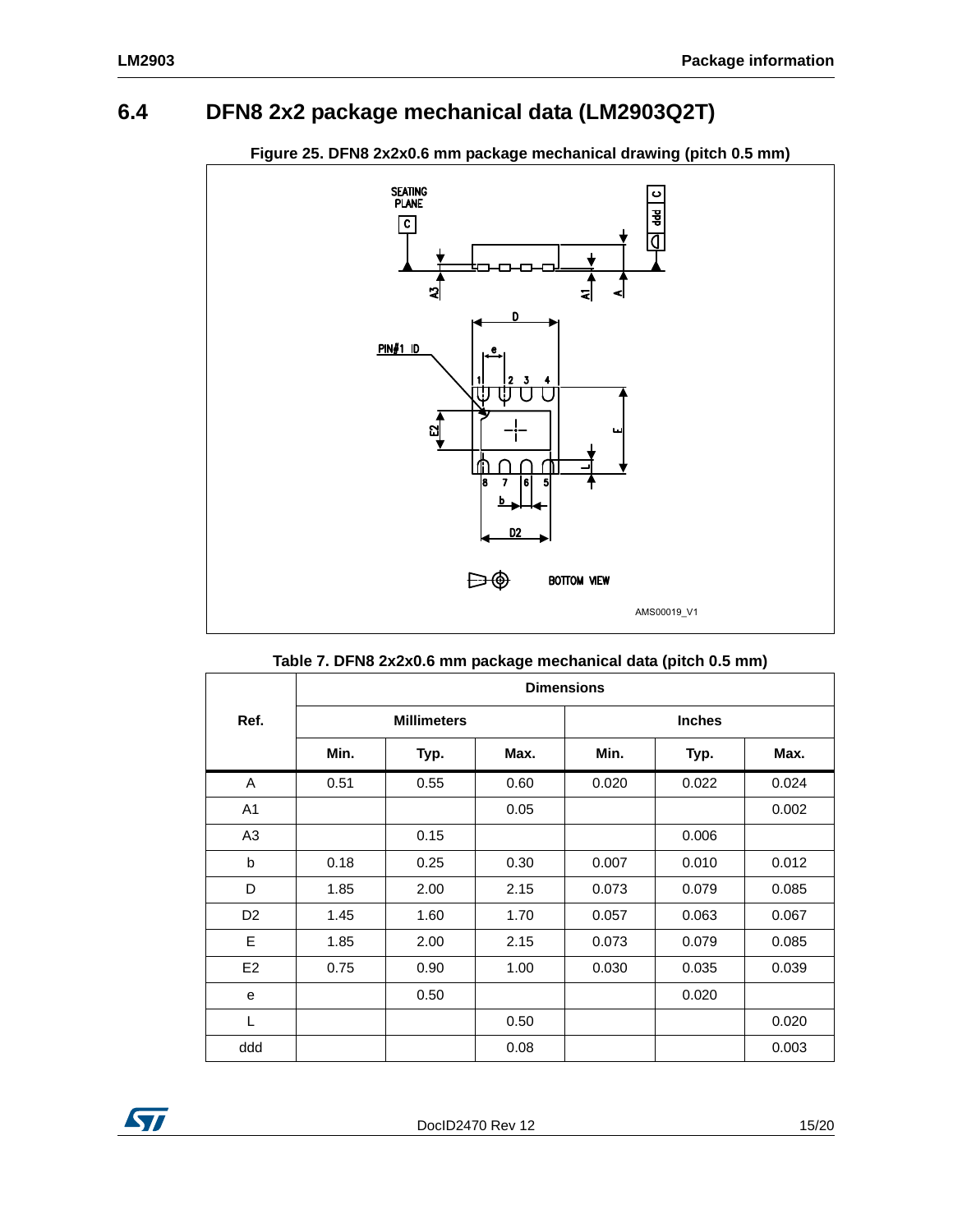## 6.4 DFN8 2x2 package mechanical data (LM2903Q2T)

**Figure 25. DFN8 2x2x0.6 mm package mechanical drawing (pitch 0.5 mm)**

**Table 7. DFN8 2x2x0.6 mm package mechanical data (pitch 0.5 mm)**

| Ref. | Dimensions | | | | | |
|---|---|---|---|---|---|---|
| | Millimeters | | | Inches | | |
| | Min. | Typ. | Max. | Min. | Typ. | Max. |
| A | 0.51 | 0.55 | 0.60 | 0.020 | 0.022 | 0.024 |
| A1 | | | 0.05 | | | 0.002 |
| A3 | | 0.15 | | | 0.006 | |
| b | 0.18 | 0.25 | 0.30 | 0.007 | 0.010 | 0.012 |
| D | 1.85 | 2.00 | 2.15 | 0.073 | 0.079 | 0.085 |
| D2 | 1.45 | 1.60 | 1.70 | 0.057 | 0.063 | 0.067 |
| E | 1.85 | 2.00 | 2.15 | 0.073 | 0.079 | 0.085 |
| E2 | 0.75 | 0.90 | 1.00 | 0.030 | 0.035 | 0.039 |
| e | | 0.50 | | | 0.020 | |
| L | | | 0.50 | | | 0.020 |
| ddd | | | 0.08 | | | 0.003 |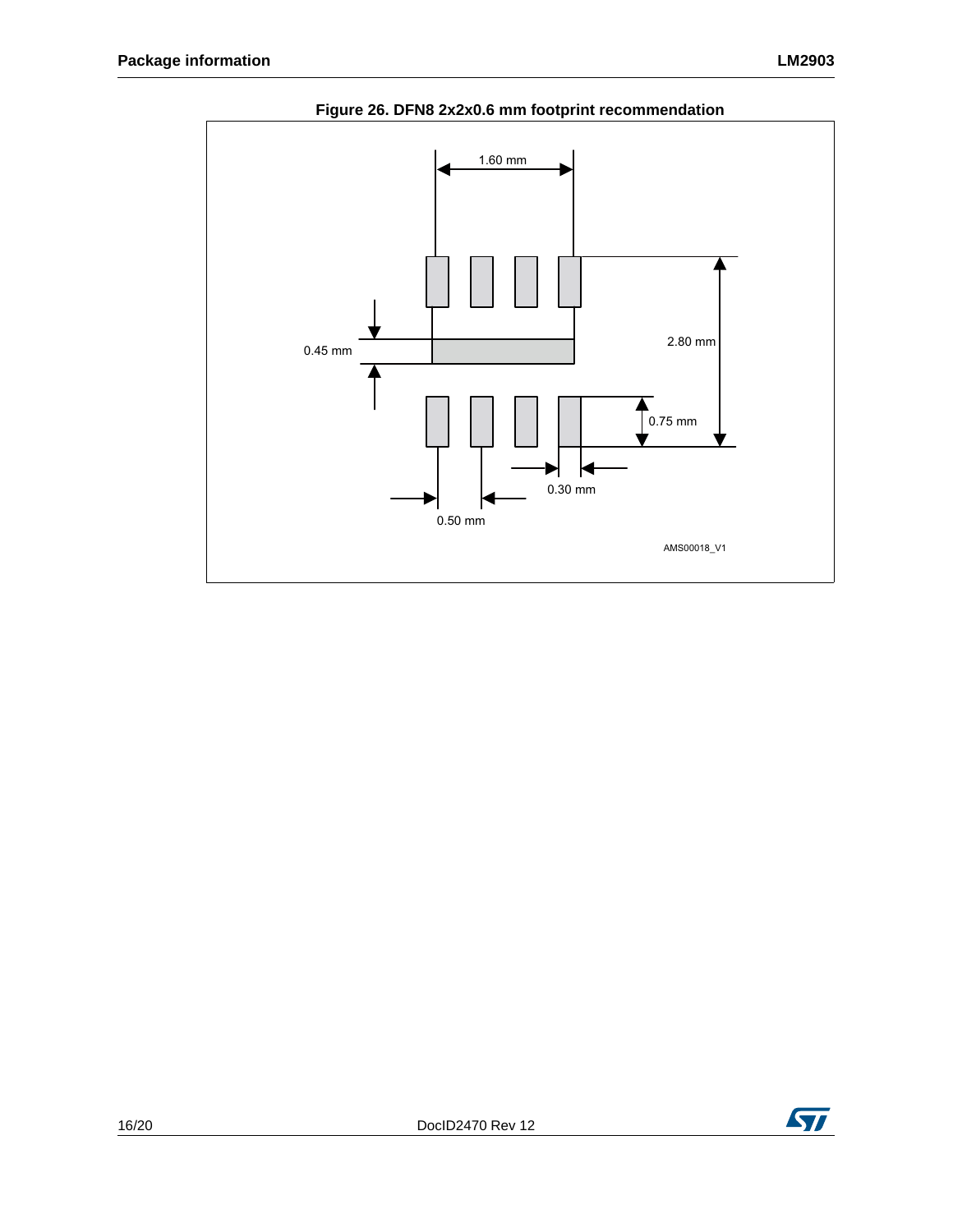**Figure 26. DFN8 2x2x0.6 mm footprint recommendation**

1.60 mm

0.45 mm

2.80 mm

0.75 mm

0.30 mm

0.50 mm

AMS00018_V1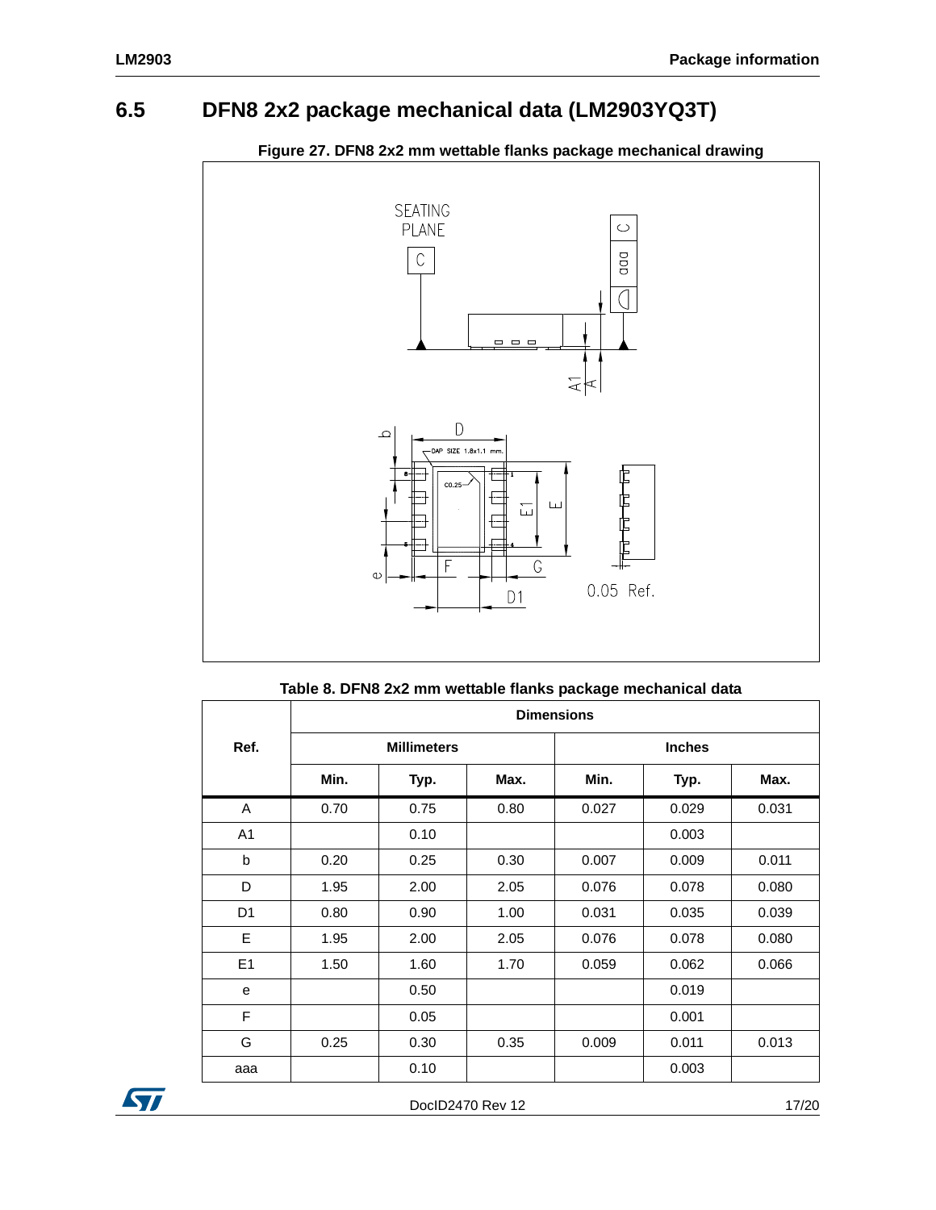## 6.5 DFN8 2x2 package mechanical data (LM2903YQ3T)

**Figure 27. DFN8 2x2 mm wettable flanks package mechanical drawing**

**Table 8. DFN8 2x2 mm wettable flanks package mechanical data**

| Ref. | Dimensions | | | | | |
|---|---|---|---|---|---|---|
| | Millimeters | | | Inches | | |
| | Min. | Typ. | Max. | Min. | Typ. | Max. |
| A | 0.70 | 0.75 | 0.80 | 0.027 | 0.029 | 0.031 |
| A1 | | 0.10 | | | 0.003 | |
| b | 0.20 | 0.25 | 0.30 | 0.007 | 0.009 | 0.011 |
| D | 1.95 | 2.00 | 2.05 | 0.076 | 0.078 | 0.080 |
| D1 | 0.80 | 0.90 | 1.00 | 0.031 | 0.035 | 0.039 |
| E | 1.95 | 2.00 | 2.05 | 0.076 | 0.078 | 0.080 |
| E1 | 1.50 | 1.60 | 1.70 | 0.059 | 0.062 | 0.066 |
| e | | 0.50 | | | 0.019 | |
| F | | 0.05 | | | 0.001 | |
| G | 0.25 | 0.30 | 0.35 | 0.009 | 0.011 | 0.013 |
| aaa | | 0.10 | | | 0.003 | |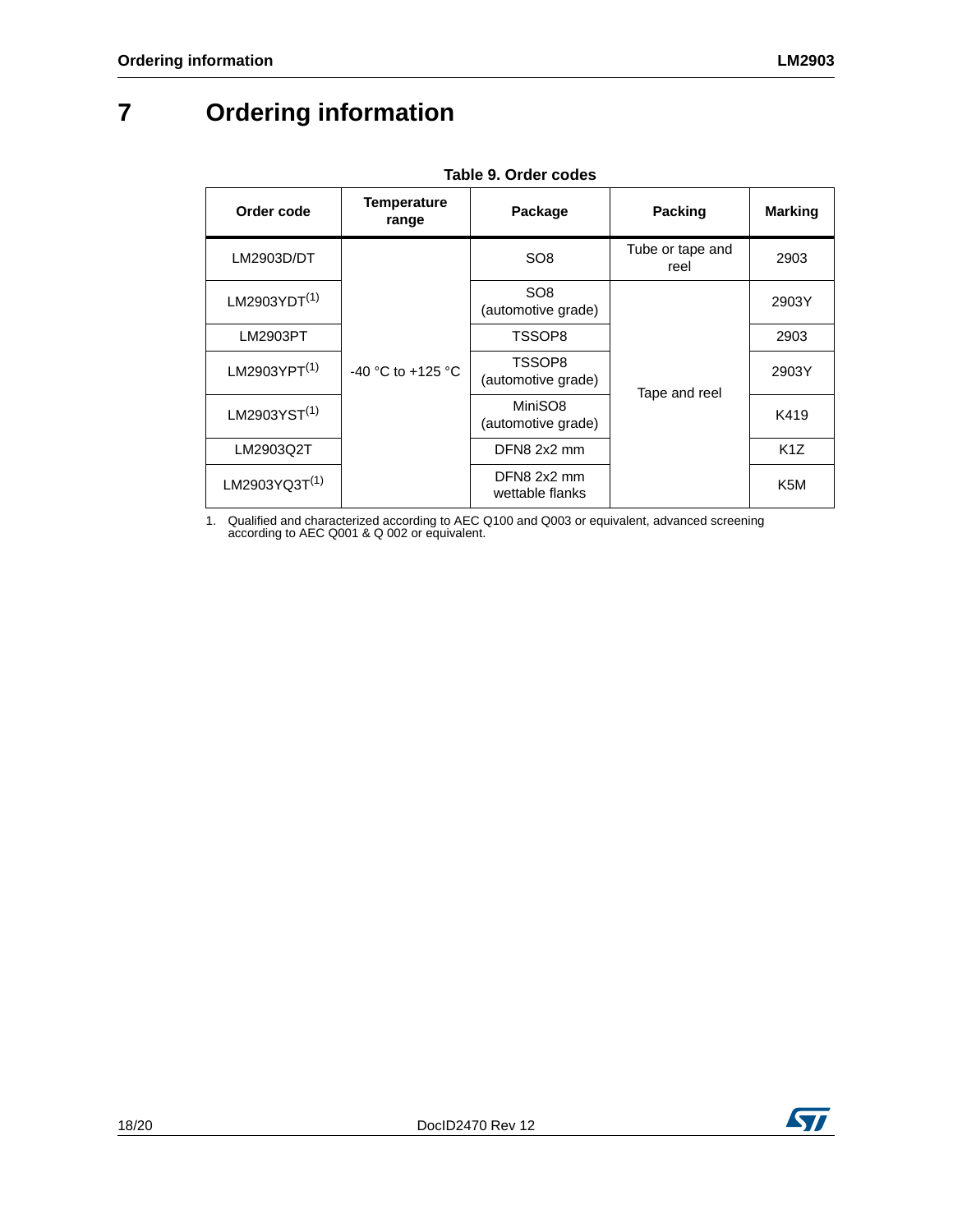# 7 Ordering information

**Table 9. Order codes**

| Order code | Temperature range | Package | Packing | Marking |
|---|---|---|---|---|
| LM2903D/DT | -40 °C to +125 °C | SO8 | Tube or tape and reel | 2903 |
| LM2903YDT[(1)] | | SO8 (automotive grade) | Tape and reel | 2903Y |
| LM2903PT | | TSSOP8 | | 2903 |
| LM2903YPT[(1)] | | TSSOP8 (automotive grade) | | 2903Y |
| LM2903YST[(1)] | | MiniSO8 (automotive grade) | | K419 |
| LM2903Q2T | | DFN8 2x2 mm | | K1Z |
| LM2903YQ3T[(1)] | | DFN8 2x2 mm wettable flanks | | K5M |

1. Qualified and characterized according to AEC Q100 and Q003 or equivalent, advanced screening according to AEC Q001 & Q 002 or equivalent.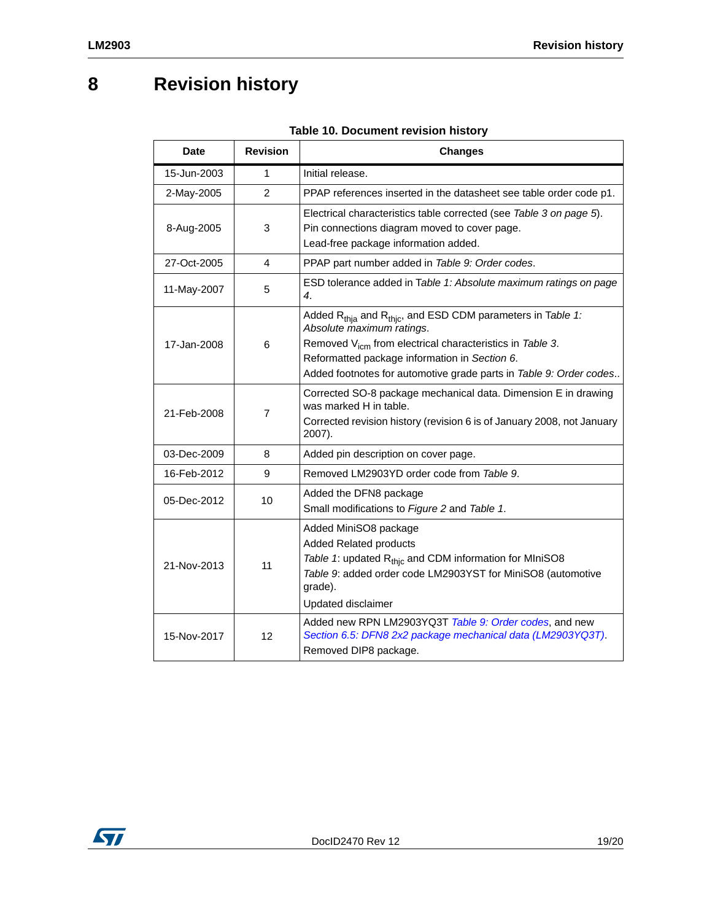# 8 Revision history

**Table 10. Document revision history**

| Date | Revision | Changes |
|---|---|---|
| 15-Jun-2003 | 1 | Initial release. |
| 2-May-2005 | 2 | PPAP references inserted in the datasheet see table order code p1. |
| 8-Aug-2005 | 3 | Electrical characteristics table corrected (see *Table 3 on page 5*).<br>Pin connections diagram moved to cover page.<br>Lead-free package information added. |
| 27-Oct-2005 | 4 | PPAP part number added in *Table 9: Order codes*. |
| 11-May-2007 | 5 | ESD tolerance added in *Table 1: Absolute maximum ratings on page 4*. |
| 17-Jan-2008 | 6 | Added $R_{thja}$ and $R_{thjc}$, and ESD CDM parameters in *Table 1: Absolute maximum ratings*.<br>Removed $V_{icm}$ from electrical characteristics in *Table 3*.<br>Reformatted package information in *Section 6*.<br>Added footnotes for automotive grade parts in *Table 9: Order codes*.. |
| 21-Feb-2008 | 7 | Corrected SO-8 package mechanical data. Dimension E in drawing was marked H in table.<br>Corrected revision history (revision 6 is of January 2008, not January 2007). |
| 03-Dec-2009 | 8 | Added pin description on cover page. |
| 16-Feb-2012 | 9 | Removed LM2903YD order code from *Table 9*. |
| 05-Dec-2012 | 10 | Added the DFN8 package<br>Small modifications to *Figure 2* and *Table 1*. |
| 21-Nov-2013 | 11 | Added MiniSO8 package<br>Added Related products<br>*Table 1*: updated $R_{thjc}$ and CDM information for MIniSO8<br>*Table 9*: added order code LM2903YST for MiniSO8 (automotive grade).<br>Updated disclaimer |
| 15-Nov-2017 | 12 | Added new RPN LM2903YQ3T *Table 9: Order codes*, and new *Section 6.5: DFN8 2x2 package mechanical data (LM2903YQ3T)*.<br>Removed DIP8 package. |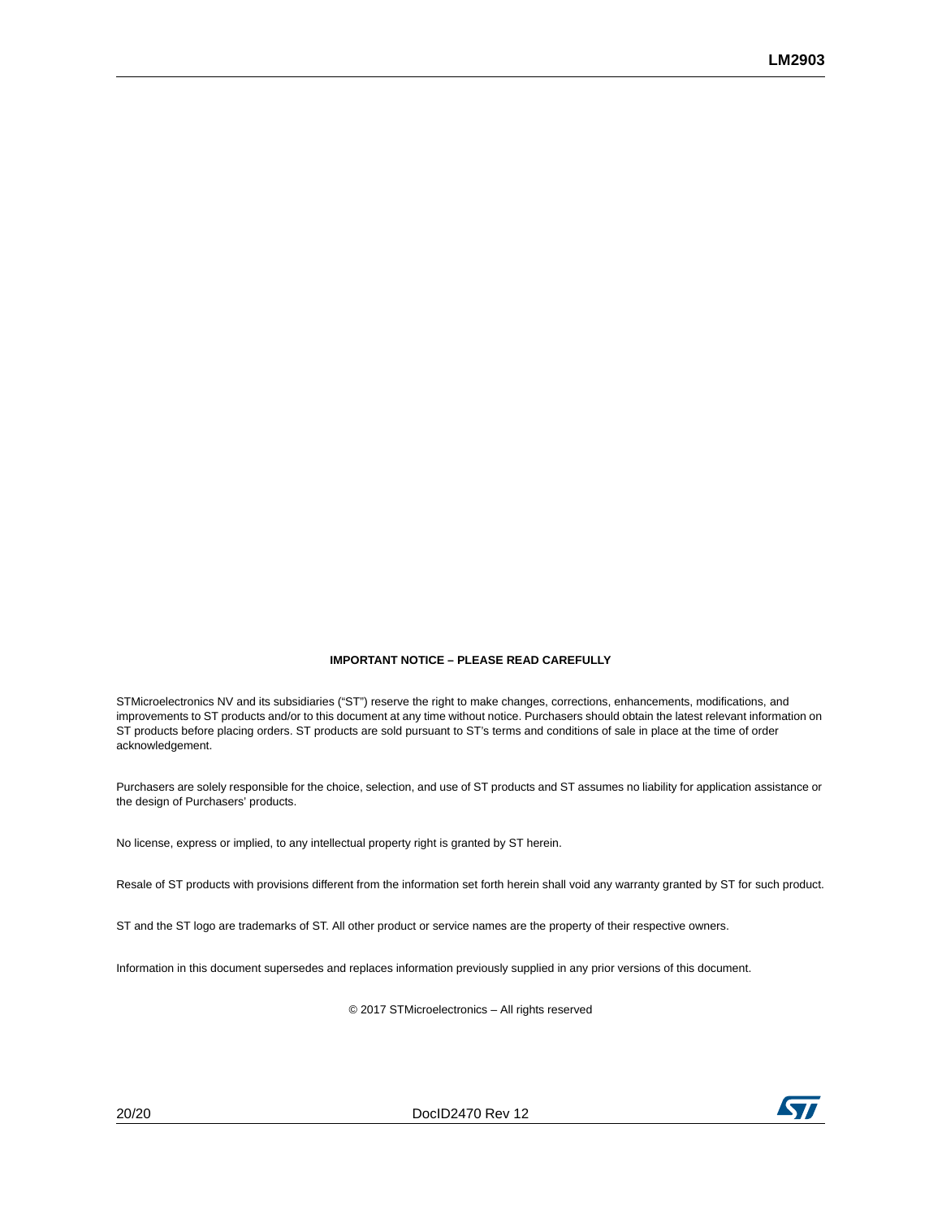**IMPORTANT NOTICE – PLEASE READ CAREFULLY**

STMicroelectronics NV and its subsidiaries (“ST”) reserve the right to make changes, corrections, enhancements, modifications, and improvements to ST products and/or to this document at any time without notice. Purchasers should obtain the latest relevant information on ST products before placing orders. ST products are sold pursuant to ST’s terms and conditions of sale in place at the time of order acknowledgement.

Purchasers are solely responsible for the choice, selection, and use of ST products and ST assumes no liability for application assistance or the design of Purchasers’ products.

No license, express or implied, to any intellectual property right is granted by ST herein.

Resale of ST products with provisions different from the information set forth herein shall void any warranty granted by ST for such product.

ST and the ST logo are trademarks of ST. All other product or service names are the property of their respective owners.

Information in this document supersedes and replaces information previously supplied in any prior versions of this document.

© 2017 STMicroelectronics – All rights reserved